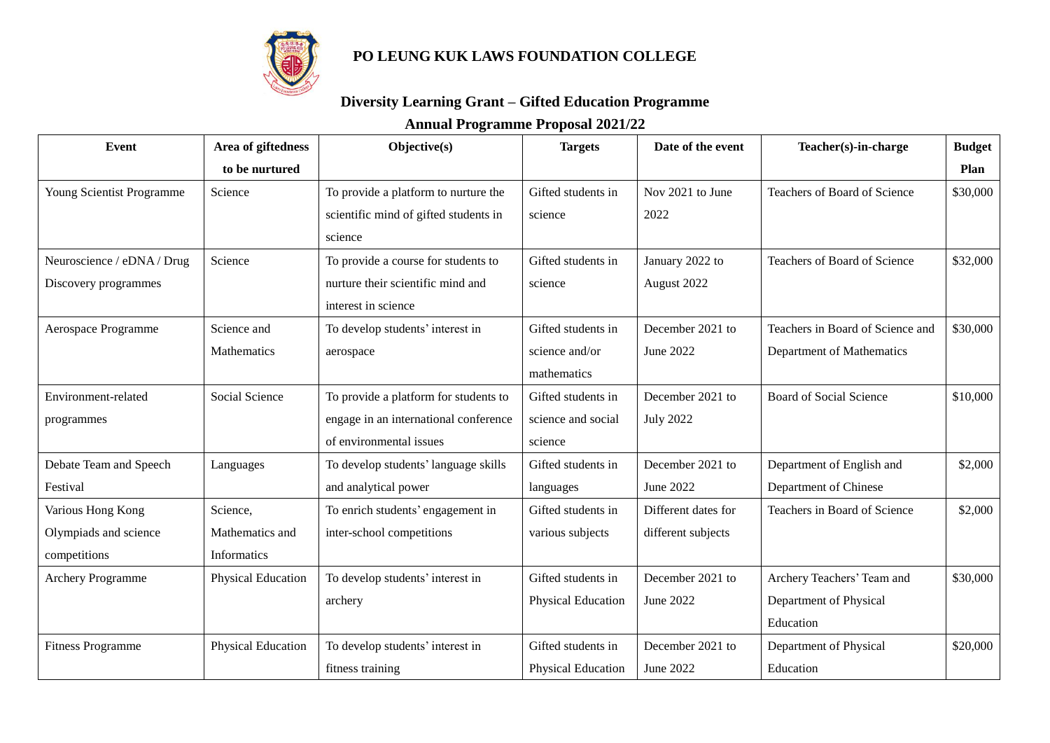# PO LEUNG KUK LAWS FOUNDATION COLLEGE

## Diversity Learning Grant – Gifted Education Programme

## Annual Programme Proposal 2021/22

| Event | Area of giftedness to be nurtured | Objective(s) | Targets | Date of the event | Teacher(s)-in-charge | Budget Plan |
|---|---|---|---|---|---|---|
| Young Scientist Programme | Science | To provide a platform to nurture the scientific mind of gifted students in science | Gifted students in science | Nov 2021 to June 2022 | Teachers of Board of Science | $30,000 |
| Neuroscience / eDNA / Drug Discovery programmes | Science | To provide a course for students to nurture their scientific mind and interest in science | Gifted students in science | January 2022 to August 2022 | Teachers of Board of Science | $32,000 |
| Aerospace Programme | Science and Mathematics | To develop students' interest in aerospace | Gifted students in science and/or mathematics | December 2021 to June 2022 | Teachers in Board of Science and Department of Mathematics | $30,000 |
| Environment-related programmes | Social Science | To provide a platform for students to engage in an international conference of environmental issues | Gifted students in science and social science | December 2021 to July 2022 | Board of Social Science | $10,000 |
| Debate Team and Speech Festival | Languages | To develop students' language skills and analytical power | Gifted students in languages | December 2021 to June 2022 | Department of English and Department of Chinese | $2,000 |
| Various Hong Kong Olympiads and science competitions | Science, Mathematics and Informatics | To enrich students' engagement in inter-school competitions | Gifted students in various subjects | Different dates for different subjects | Teachers in Board of Science | $2,000 |
| Archery Programme | Physical Education | To develop students' interest in archery | Gifted students in Physical Education | December 2021 to June 2022 | Archery Teachers' Team and Department of Physical Education | $30,000 |
| Fitness Programme | Physical Education | To develop students' interest in fitness training | Gifted students in Physical Education | December 2021 to June 2022 | Department of Physical Education | $20,000 |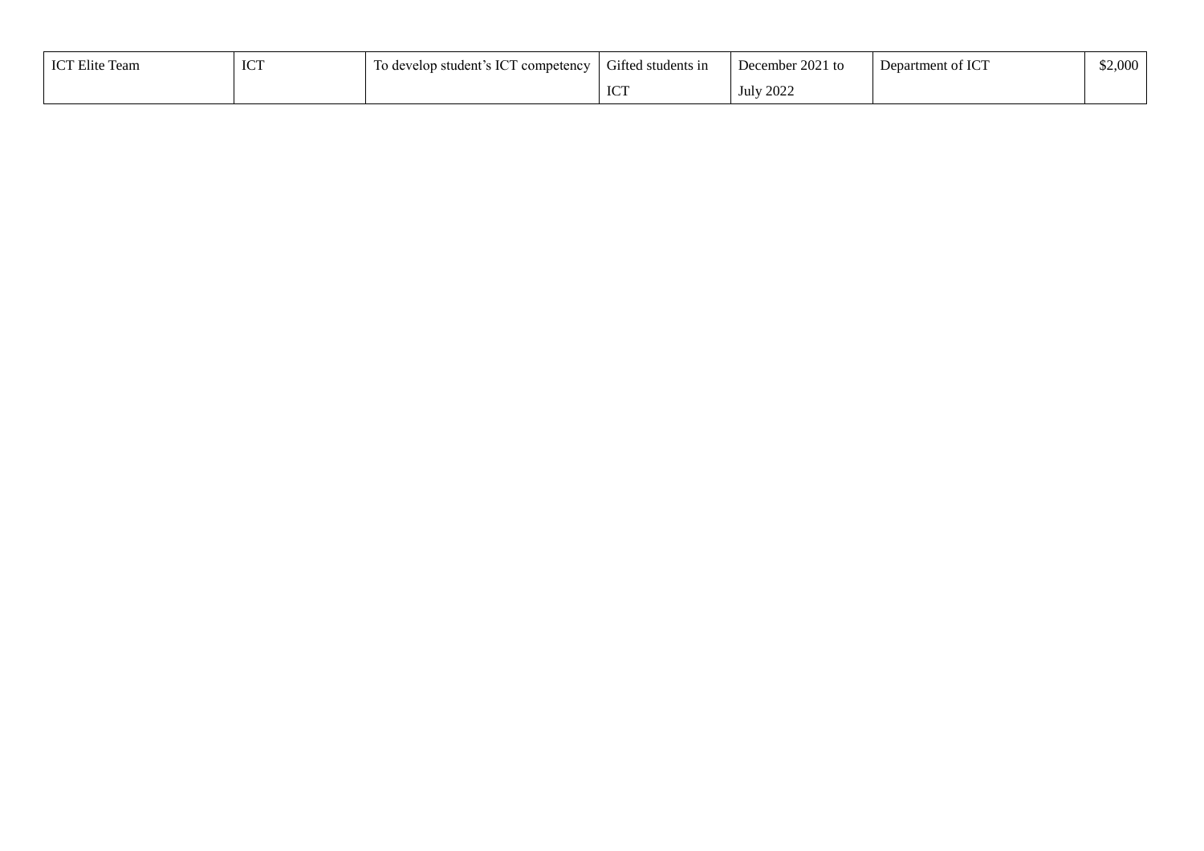| | | | | | | |
|---|---|---|---|---|---|---|
| ICT Elite Team | ICT | To develop student's ICT competency | Gifted students in ICT | December 2021 to July 2022 | Department of ICT | $2,000 |